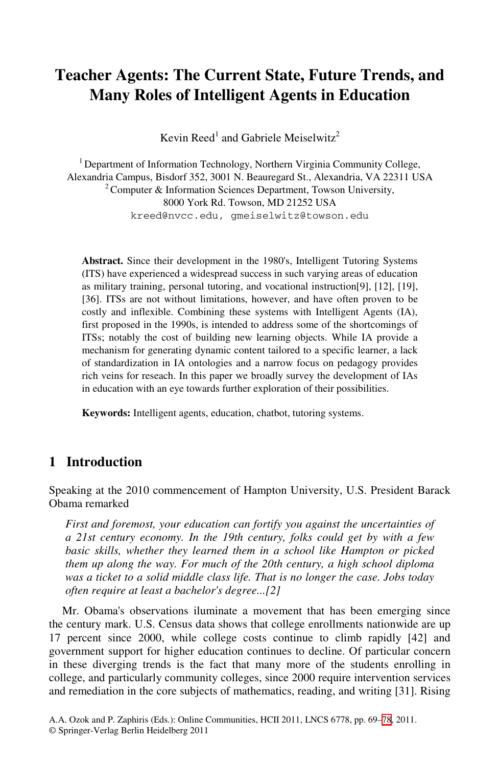# Teacher Agents: The Current State, Future Trends, and Many Roles of Intelligent Agents in Education

Kevin Reed[1] and Gabriele Meiselwitz[2]

[1] Department of Information Technology, Northern Virginia Community College, Alexandria Campus, Bisdorf 352, 3001 N. Beauregard St., Alexandria, VA 22311 USA
[2] Computer & Information Sciences Department, Towson University, 8000 York Rd. Towson, MD 21252 USA
kreed@nvcc.edu, gmeiselwitz@towson.edu

**Abstract.** Since their development in the 1980's, Intelligent Tutoring Systems (ITS) have experienced a widespread success in such varying areas of education as military training, personal tutoring, and vocational instruction[9], [12], [19], [36]. ITSs are not without limitations, however, and have often proven to be costly and inflexible. Combining these systems with Intelligent Agents (IA), first proposed in the 1990s, is intended to address some of the shortcomings of ITSs; notably the cost of building new learning objects. While IA provide a mechanism for generating dynamic content tailored to a specific learner, a lack of standardization in IA ontologies and a narrow focus on pedagogy provides rich veins for reseach. In this paper we broadly survey the development of IAs in education with an eye towards further exploration of their possibilities.

**Keywords:** Intelligent agents, education, chatbot, tutoring systems.

## 1 Introduction

Speaking at the 2010 commencement of Hampton University, U.S. President Barack Obama remarked

> *First and foremost, your education can fortify you against the uncertainties of a 21st century economy. In the 19th century, folks could get by with a few basic skills, whether they learned them in a school like Hampton or picked them up along the way. For much of the 20th century, a high school diploma was a ticket to a solid middle class life. That is no longer the case. Jobs today often require at least a bachelor's degree...[2]*

Mr. Obama's observations iluminate a movement that has been emerging since the century mark. U.S. Census data shows that college enrollments nationwide are up 17 percent since 2000, while college costs continue to climb rapidly [42] and government support for higher education continues to decline. Of particular concern in these diverging trends is the fact that many more of the students enrolling in college, and particularly community colleges, since 2000 require intervention services and remediation in the core subjects of mathematics, reading, and writing [31]. Rising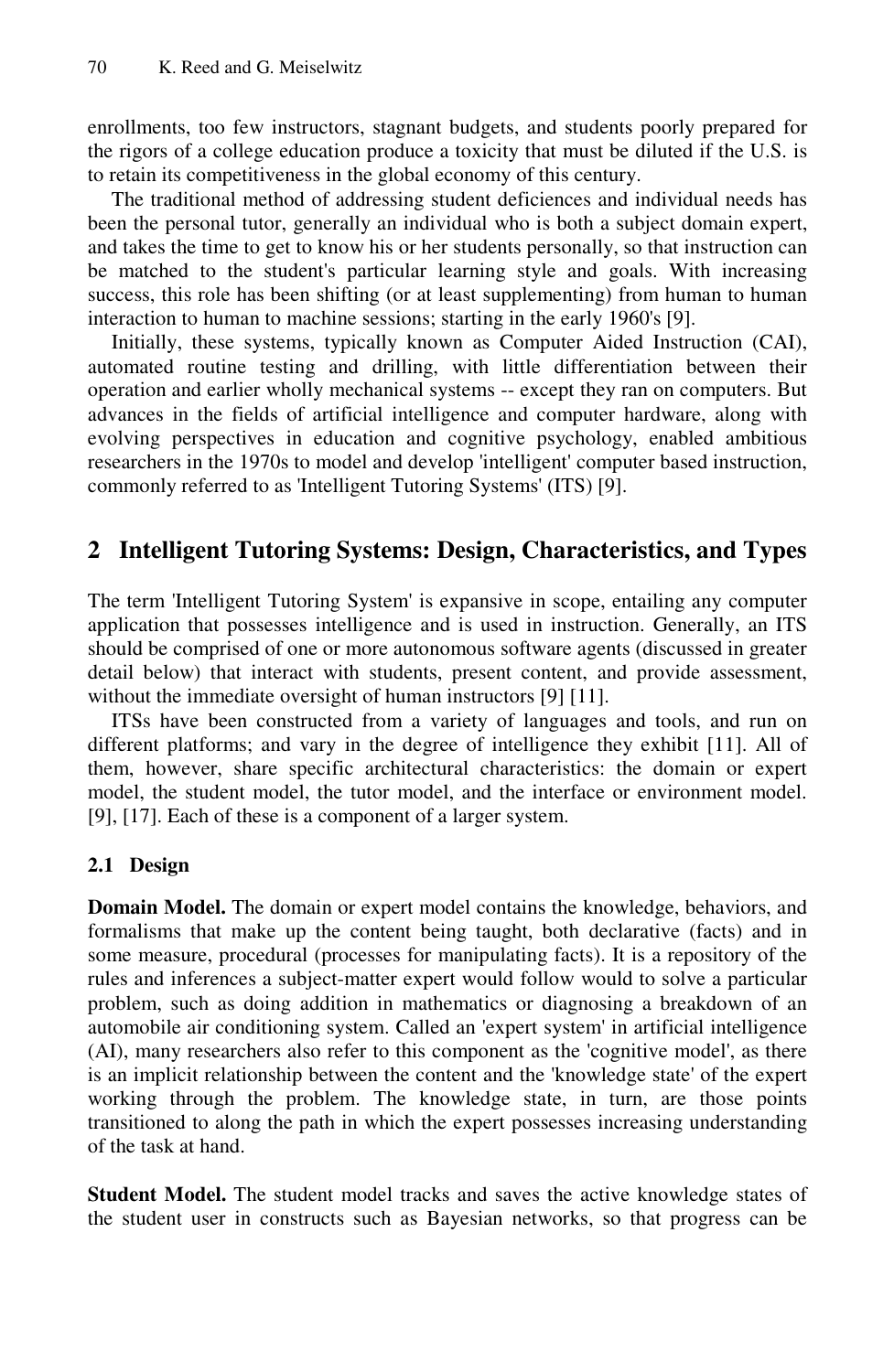enrollments, too few instructors, stagnant budgets, and students poorly prepared for the rigors of a college education produce a toxicity that must be diluted if the U.S. is to retain its competitiveness in the global economy of this century.

The traditional method of addressing student deficiences and individual needs has been the personal tutor, generally an individual who is both a subject domain expert, and takes the time to get to know his or her students personally, so that instruction can be matched to the student's particular learning style and goals. With increasing success, this role has been shifting (or at least supplementing) from human to human interaction to human to machine sessions; starting in the early 1960's [9].

Initially, these systems, typically known as Computer Aided Instruction (CAI), automated routine testing and drilling, with little differentiation between their operation and earlier wholly mechanical systems -- except they ran on computers. But advances in the fields of artificial intelligence and computer hardware, along with evolving perspectives in education and cognitive psychology, enabled ambitious researchers in the 1970s to model and develop 'intelligent' computer based instruction, commonly referred to as 'Intelligent Tutoring Systems' (ITS) [9].

## 2 Intelligent Tutoring Systems: Design, Characteristics, and Types

The term 'Intelligent Tutoring System' is expansive in scope, entailing any computer application that possesses intelligence and is used in instruction. Generally, an ITS should be comprised of one or more autonomous software agents (discussed in greater detail below) that interact with students, present content, and provide assessment, without the immediate oversight of human instructors [9] [11].

ITSs have been constructed from a variety of languages and tools, and run on different platforms; and vary in the degree of intelligence they exhibit [11]. All of them, however, share specific architectural characteristics: the domain or expert model, the student model, the tutor model, and the interface or environment model. [9], [17]. Each of these is a component of a larger system.

### 2.1 Design

**Domain Model.** The domain or expert model contains the knowledge, behaviors, and formalisms that make up the content being taught, both declarative (facts) and in some measure, procedural (processes for manipulating facts). It is a repository of the rules and inferences a subject-matter expert would follow would to solve a particular problem, such as doing addition in mathematics or diagnosing a breakdown of an automobile air conditioning system. Called an 'expert system' in artificial intelligence (AI), many researchers also refer to this component as the 'cognitive model', as there is an implicit relationship between the content and the 'knowledge state' of the expert working through the problem. The knowledge state, in turn, are those points transitioned to along the path in which the expert possesses increasing understanding of the task at hand.

**Student Model.** The student model tracks and saves the active knowledge states of the student user in constructs such as Bayesian networks, so that progress can be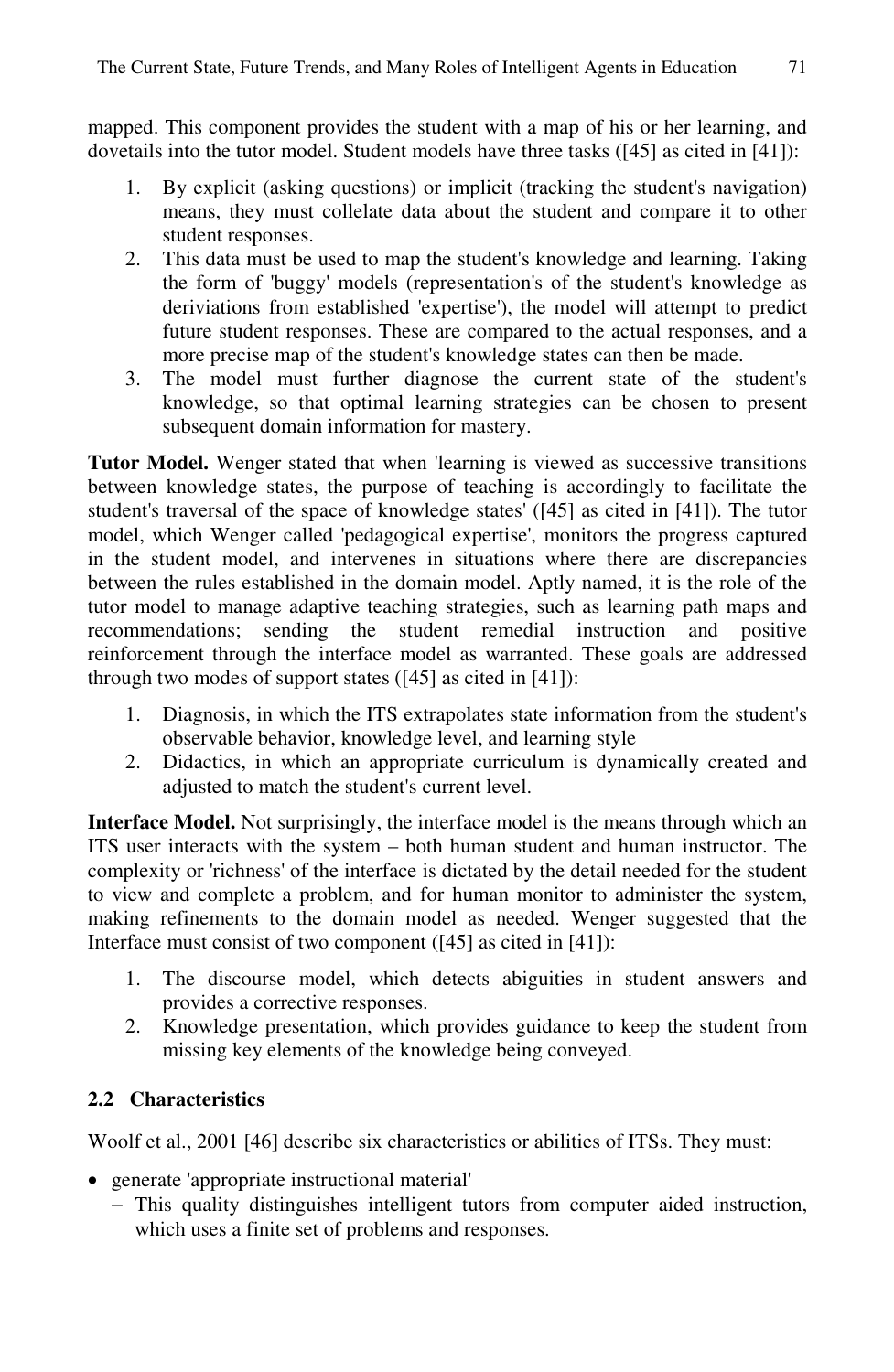mapped. This component provides the student with a map of his or her learning, and dovetails into the tutor model. Student models have three tasks ([45] as cited in [41]):

1. By explicit (asking questions) or implicit (tracking the student's navigation) means, they must collelate data about the student and compare it to other student responses.
2. This data must be used to map the student's knowledge and learning. Taking the form of 'buggy' models (representation's of the student's knowledge as deriviations from established 'expertise'), the model will attempt to predict future student responses. These are compared to the actual responses, and a more precise map of the student's knowledge states can then be made.
3. The model must further diagnose the current state of the student's knowledge, so that optimal learning strategies can be chosen to present subsequent domain information for mastery.

**Tutor Model.** Wenger stated that when 'learning is viewed as successive transitions between knowledge states, the purpose of teaching is accordingly to facilitate the student's traversal of the space of knowledge states' ([45] as cited in [41]). The tutor model, which Wenger called 'pedagogical expertise', monitors the progress captured in the student model, and intervenes in situations where there are discrepancies between the rules established in the domain model. Aptly named, it is the role of the tutor model to manage adaptive teaching strategies, such as learning path maps and recommendations; sending the student remedial instruction and positive reinforcement through the interface model as warranted. These goals are addressed through two modes of support states ([45] as cited in [41]):

1. Diagnosis, in which the ITS extrapolates state information from the student's observable behavior, knowledge level, and learning style
2. Didactics, in which an appropriate curriculum is dynamically created and adjusted to match the student's current level.

**Interface Model.** Not surprisingly, the interface model is the means through which an ITS user interacts with the system – both human student and human instructor. The complexity or 'richness' of the interface is dictated by the detail needed for the student to view and complete a problem, and for human monitor to administer the system, making refinements to the domain model as needed. Wenger suggested that the Interface must consist of two component ([45] as cited in [41]):

1. The discourse model, which detects abiguities in student answers and provides a corrective responses.
2. Knowledge presentation, which provides guidance to keep the student from missing key elements of the knowledge being conveyed.

### 2.2 Characteristics

Woolf et al., 2001 [46] describe six characteristics or abilities of ITSs. They must:

- generate 'appropriate instructional material'
  - This quality distinguishes intelligent tutors from computer aided instruction, which uses a finite set of problems and responses.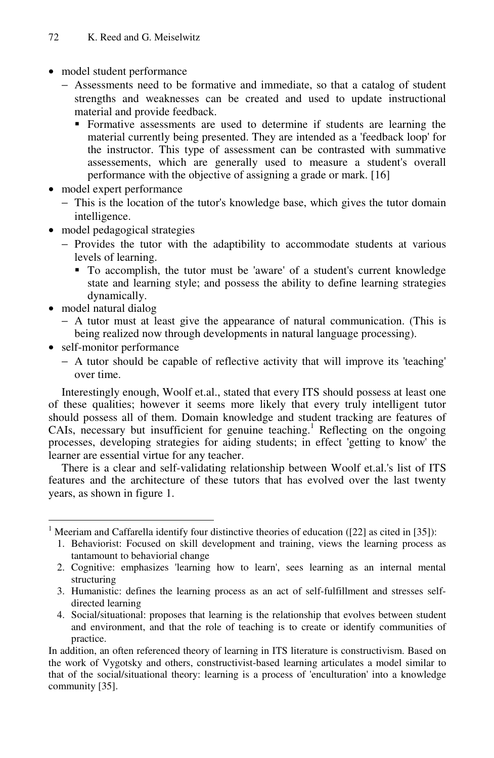- model student performance
  - Assessments need to be formative and immediate, so that a catalog of student strengths and weaknesses can be created and used to update instructional material and provide feedback.
    - Formative assessments are used to determine if students are learning the material currently being presented. They are intended as a 'feedback loop' for the instructor. This type of assessment can be contrasted with summative assessements, which are generally used to measure a student's overall performance with the objective of assigning a grade or mark. [16]
- model expert performance
  - This is the location of the tutor's knowledge base, which gives the tutor domain intelligence.
- model pedagogical strategies
  - Provides the tutor with the adaptibility to accommodate students at various levels of learning.
    - To accomplish, the tutor must be 'aware' of a student's current knowledge state and learning style; and possess the ability to define learning strategies dynamically.
- model natural dialog
  - A tutor must at least give the appearance of natural communication. (This is being realized now through developments in natural language processing).
- self-monitor performance
  - A tutor should be capable of reflective activity that will improve its 'teaching' over time.

Interestingly enough, Woolf et.al., stated that every ITS should possess at least one of these qualities; however it seems more likely that every truly intelligent tutor should possess all of them. Domain knowledge and student tracking are features of CAIs, necessary but insufficient for genuine teaching.[1] Reflecting on the ongoing processes, developing strategies for aiding students; in effect 'getting to know' the learner are essential virtue for any teacher.

There is a clear and self-validating relationship between Woolf et.al.'s list of ITS features and the architecture of these tutors that has evolved over the last twenty years, as shown in figure 1.

---

[1] Meeriam and Caffarella identify four distinctive theories of education ([22] as cited in [35]):

1. Behaviorist: Focused on skill development and training, views the learning process as tantamount to behaviorial change
2. Cognitive: emphasizes 'learning how to learn', sees learning as an internal mental structuring
3. Humanistic: defines the learning process as an act of self-fulfillment and stresses self-directed learning
4. Social/situational: proposes that learning is the relationship that evolves between student and environment, and that the role of teaching is to create or identify communities of practice.

In addition, an often referenced theory of learning in ITS literature is constructivism. Based on the work of Vygotsky and others, constructivist-based learning articulates a model similar to that of the social/situational theory: learning is a process of 'enculturation' into a knowledge community [35].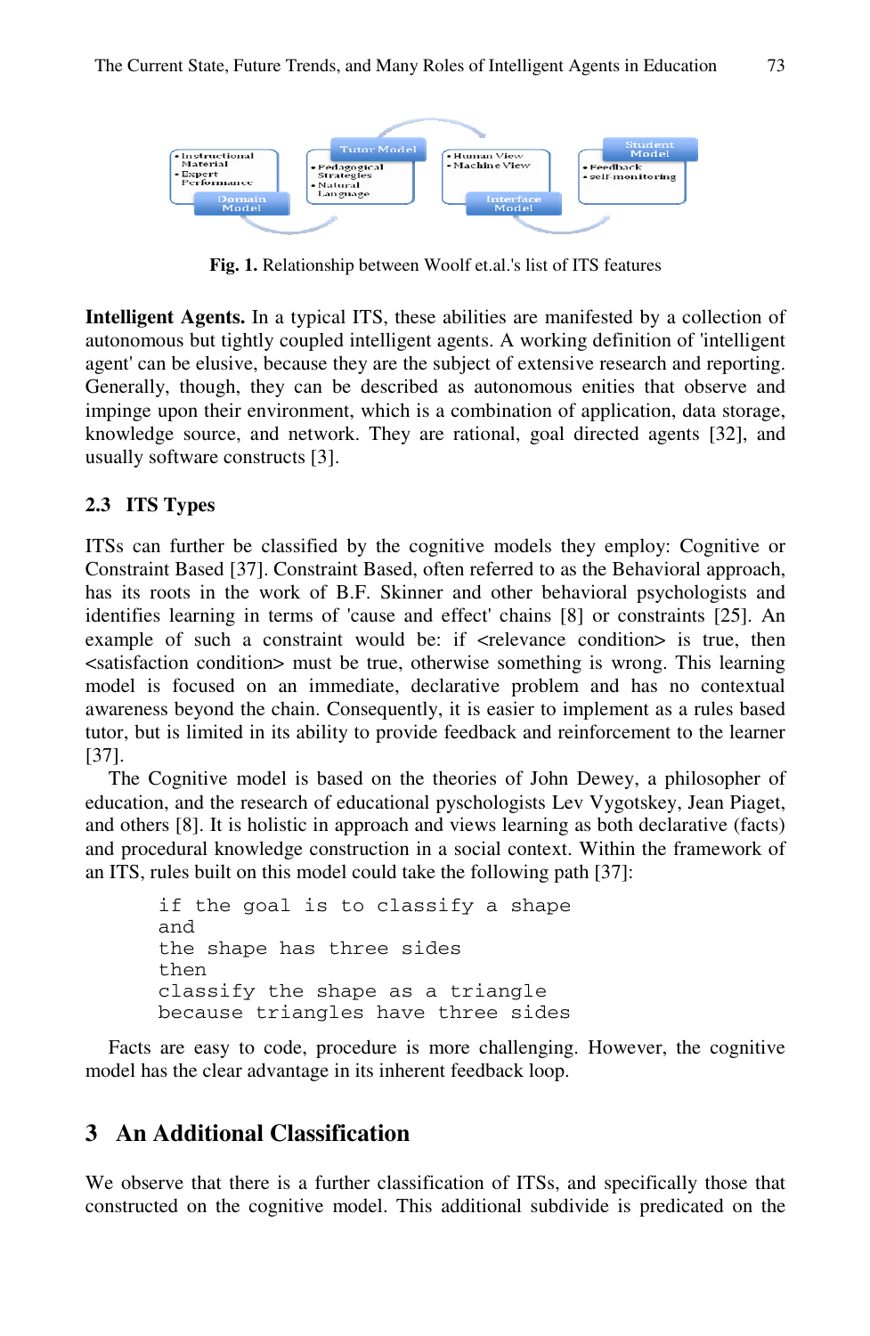**Fig. 1.** Relationship between Woolf et.al.'s list of ITS features

**Intelligent Agents.** In a typical ITS, these abilities are manifested by a collection of autonomous but tightly coupled intelligent agents. A working definition of 'intelligent agent' can be elusive, because they are the subject of extensive research and reporting. Generally, though, they can be described as autonomous enities that observe and impinge upon their environment, which is a combination of application, data storage, knowledge source, and network. They are rational, goal directed agents [32], and usually software constructs [3].

### 2.3 ITS Types

ITSs can further be classified by the cognitive models they employ: Cognitive or Constraint Based [37]. Constraint Based, often referred to as the Behavioral approach, has its roots in the work of B.F. Skinner and other behavioral psychologists and identifies learning in terms of 'cause and effect' chains [8] or constraints [25]. An example of such a constraint would be: if <relevance condition> is true, then <satisfaction condition> must be true, otherwise something is wrong. This learning model is focused on an immediate, declarative problem and has no contextual awareness beyond the chain. Consequently, it is easier to implement as a rules based tutor, but is limited in its ability to provide feedback and reinforcement to the learner [37].

The Cognitive model is based on the theories of John Dewey, a philosopher of education, and the research of educational pyschologists Lev Vygotskey, Jean Piaget, and others [8]. It is holistic in approach and views learning as both declarative (facts) and procedural knowledge construction in a social context. Within the framework of an ITS, rules built on this model could take the following path [37]:

```
if the goal is to classify a shape
and
the shape has three sides
then
classify the shape as a triangle
because triangles have three sides
```

Facts are easy to code, procedure is more challenging. However, the cognitive model has the clear advantage in its inherent feedback loop.

## 3 An Additional Classification

We observe that there is a further classification of ITSs, and specifically those that constructed on the cognitive model. This additional subdivide is predicated on the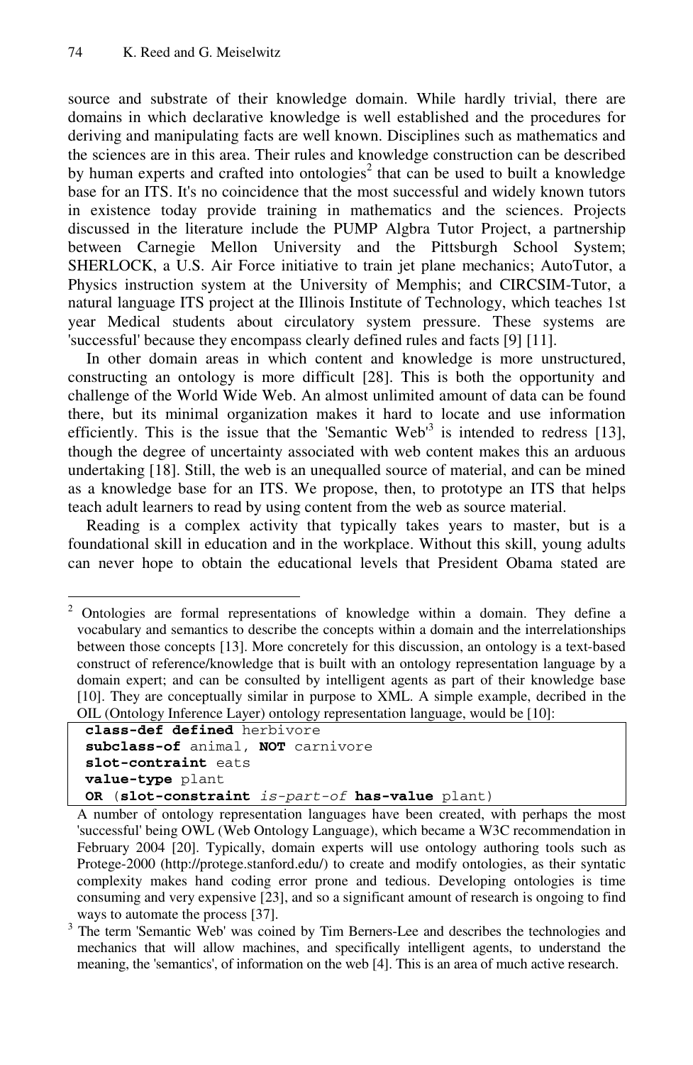source and substrate of their knowledge domain. While hardly trivial, there are domains in which declarative knowledge is well established and the procedures for deriving and manipulating facts are well known. Disciplines such as mathematics and the sciences are in this area. Their rules and knowledge construction can be described by human experts and crafted into ontologies[2] that can be used to built a knowledge base for an ITS. It's no coincidence that the most successful and widely known tutors in existence today provide training in mathematics and the sciences. Projects discussed in the literature include the PUMP Algbra Tutor Project, a partnership between Carnegie Mellon University and the Pittsburgh School System; SHERLOCK, a U.S. Air Force initiative to train jet plane mechanics; AutoTutor, a Physics instruction system at the University of Memphis; and CIRCSIM-Tutor, a natural language ITS project at the Illinois Institute of Technology, which teaches 1st year Medical students about circulatory system pressure. These systems are 'successful' because they encompass clearly defined rules and facts [9] [11].

In other domain areas in which content and knowledge is more unstructured, constructing an ontology is more difficult [28]. This is both the opportunity and challenge of the World Wide Web. An almost unlimited amount of data can be found there, but its minimal organization makes it hard to locate and use information efficiently. This is the issue that the 'Semantic Web'[3] is intended to redress [13], though the degree of uncertainty associated with web content makes this an arduous undertaking [18]. Still, the web is an unequalled source of material, and can be mined as a knowledge base for an ITS. We propose, then, to prototype an ITS that helps teach adult learners to read by using content from the web as source material.

Reading is a complex activity that typically takes years to master, but is a foundational skill in education and in the workplace. Without this skill, young adults can never hope to obtain the educational levels that President Obama stated are

---

[2] Ontologies are formal representations of knowledge within a domain. They define a vocabulary and semantics to describe the concepts within a domain and the interrelationships between those concepts [13]. More concretely for this discussion, an ontology is a text-based construct of reference/knowledge that is built with an ontology representation language by a domain expert; and can be consulted by intelligent agents as part of their knowledge base [10]. They are conceptually similar in purpose to XML. A simple example, decribed in the OIL (Ontology Inference Layer) ontology representation language, would be [10]:

```
class-def defined herbivore
subclass-of animal, NOT carnivore
slot-contraint eats
value-type plant
OR (slot-constraint is-part-of has-value plant)
```

A number of ontology representation languages have been created, with perhaps the most 'successful' being OWL (Web Ontology Language), which became a W3C recommendation in February 2004 [20]. Typically, domain experts will use ontology authoring tools such as Protege-2000 (http://protege.stanford.edu/) to create and modify ontologies, as their syntatic complexity makes hand coding error prone and tedious. Developing ontologies is time consuming and very expensive [23], and so a significant amount of research is ongoing to find ways to automate the process [37].

[3] The term 'Semantic Web' was coined by Tim Berners-Lee and describes the technologies and mechanics that will allow machines, and specifically intelligent agents, to understand the meaning, the 'semantics', of information on the web [4]. This is an area of much active research.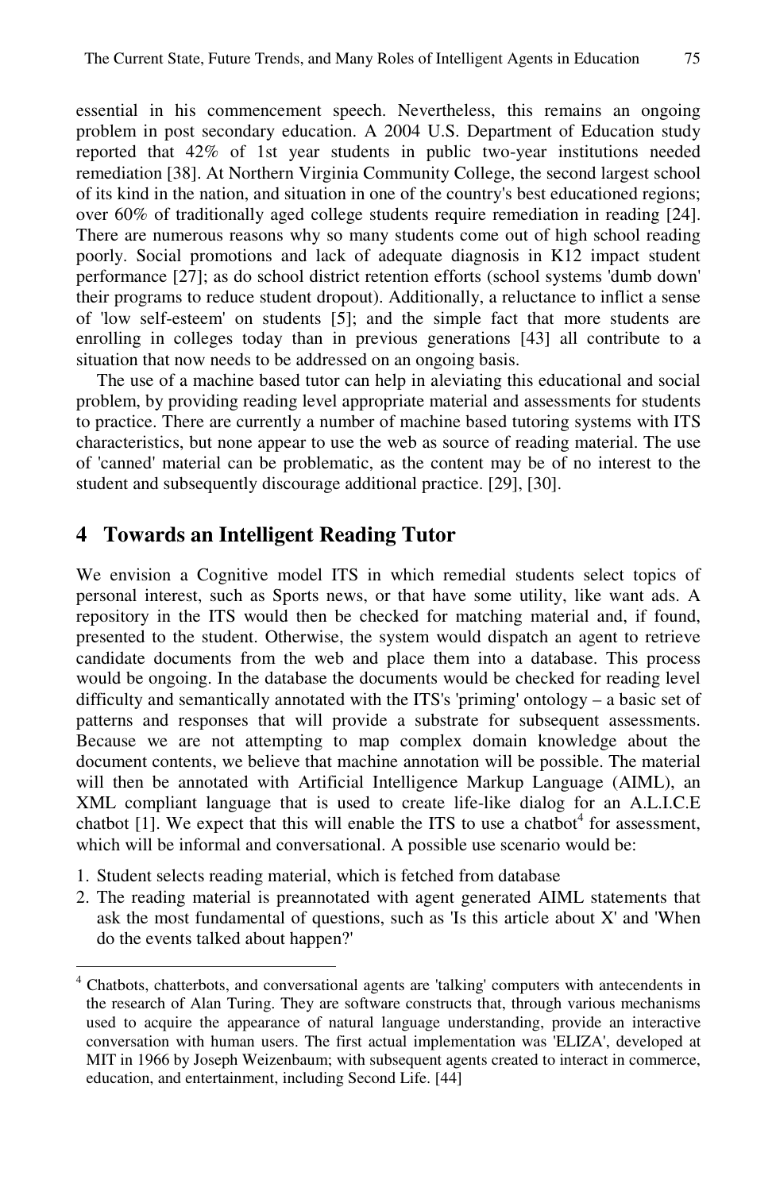essential in his commencement speech. Nevertheless, this remains an ongoing problem in post secondary education. A 2004 U.S. Department of Education study reported that 42% of 1st year students in public two-year institutions needed remediation [38]. At Northern Virginia Community College, the second largest school of its kind in the nation, and situation in one of the country's best educationed regions; over 60% of traditionally aged college students require remediation in reading [24]. There are numerous reasons why so many students come out of high school reading poorly. Social promotions and lack of adequate diagnosis in K12 impact student performance [27]; as do school district retention efforts (school systems 'dumb down' their programs to reduce student dropout). Additionally, a reluctance to inflict a sense of 'low self-esteem' on students [5]; and the simple fact that more students are enrolling in colleges today than in previous generations [43] all contribute to a situation that now needs to be addressed on an ongoing basis.

The use of a machine based tutor can help in aleviating this educational and social problem, by providing reading level appropriate material and assessments for students to practice. There are currently a number of machine based tutoring systems with ITS characteristics, but none appear to use the web as source of reading material. The use of 'canned' material can be problematic, as the content may be of no interest to the student and subsequently discourage additional practice. [29], [30].

## 4 Towards an Intelligent Reading Tutor

We envision a Cognitive model ITS in which remedial students select topics of personal interest, such as Sports news, or that have some utility, like want ads. A repository in the ITS would then be checked for matching material and, if found, presented to the student. Otherwise, the system would dispatch an agent to retrieve candidate documents from the web and place them into a database. This process would be ongoing. In the database the documents would be checked for reading level difficulty and semantically annotated with the ITS's 'priming' ontology – a basic set of patterns and responses that will provide a substrate for subsequent assessments. Because we are not attempting to map complex domain knowledge about the document contents, we believe that machine annotation will be possible. The material will then be annotated with Artificial Intelligence Markup Language (AIML), an XML compliant language that is used to create life-like dialog for an A.L.I.C.E chatbot [1]. We expect that this will enable the ITS to use a chatbot[4] for assessment, which will be informal and conversational. A possible use scenario would be:

1. Student selects reading material, which is fetched from database
2. The reading material is preannotated with agent generated AIML statements that ask the most fundamental of questions, such as 'Is this article about X' and 'When do the events talked about happen?'

[4] Chatbots, chatterbots, and conversational agents are 'talking' computers with antecendents in the research of Alan Turing. They are software constructs that, through various mechanisms used to acquire the appearance of natural language understanding, provide an interactive conversation with human users. The first actual implementation was 'ELIZA', developed at MIT in 1966 by Joseph Weizenbaum; with subsequent agents created to interact in commerce, education, and entertainment, including Second Life. [44]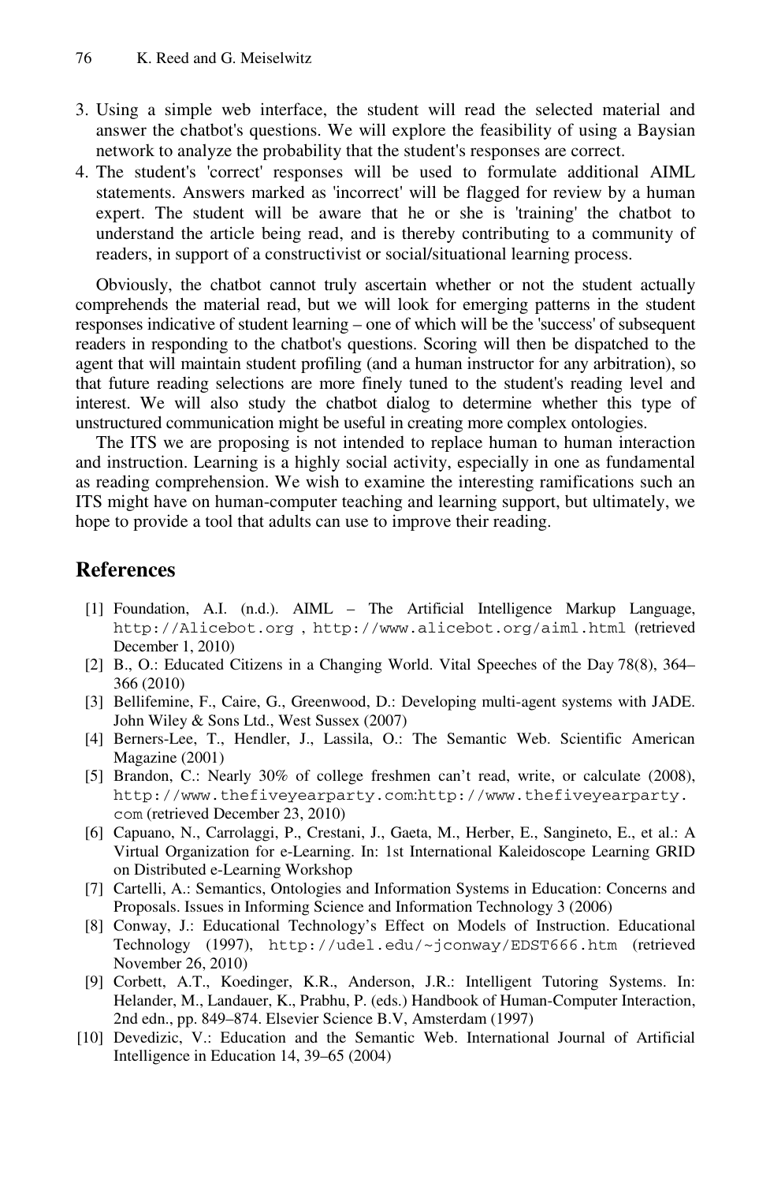3. Using a simple web interface, the student will read the selected material and answer the chatbot's questions. We will explore the feasibility of using a Baysian network to analyze the probability that the student's responses are correct.
4. The student's 'correct' responses will be used to formulate additional AIML statements. Answers marked as 'incorrect' will be flagged for review by a human expert. The student will be aware that he or she is 'training' the chatbot to understand the article being read, and is thereby contributing to a community of readers, in support of a constructivist or social/situational learning process.

Obviously, the chatbot cannot truly ascertain whether or not the student actually comprehends the material read, but we will look for emerging patterns in the student responses indicative of student learning – one of which will be the 'success' of subsequent readers in responding to the chatbot's questions. Scoring will then be dispatched to the agent that will maintain student profiling (and a human instructor for any arbitration), so that future reading selections are more finely tuned to the student's reading level and interest. We will also study the chatbot dialog to determine whether this type of unstructured communication might be useful in creating more complex ontologies.

The ITS we are proposing is not intended to replace human to human interaction and instruction. Learning is a highly social activity, especially in one as fundamental as reading comprehension. We wish to examine the interesting ramifications such an ITS might have on human-computer teaching and learning support, but ultimately, we hope to provide a tool that adults can use to improve their reading.

## References

[1] Foundation, A.I. (n.d.). AIML – The Artificial Intelligence Markup Language, http://Alicebot.org , http://www.alicebot.org/aiml.html (retrieved December 1, 2010)

[2] B., O.: Educated Citizens in a Changing World. Vital Speeches of the Day 78(8), 364–366 (2010)

[3] Bellifemine, F., Caire, G., Greenwood, D.: Developing multi-agent systems with JADE. John Wiley & Sons Ltd., West Sussex (2007)

[4] Berners-Lee, T., Hendler, J., Lassila, O.: The Semantic Web. Scientific American Magazine (2001)

[5] Brandon, C.: Nearly 30% of college freshmen can't read, write, or calculate (2008), http://www.thefiveyearparty.com:http://www.thefiveyearparty.com (retrieved December 23, 2010)

[6] Capuano, N., Carrolaggi, P., Crestani, J., Gaeta, M., Herber, E., Sangineto, E., et al.: A Virtual Organization for e-Learning. In: 1st International Kaleidoscope Learning GRID on Distributed e-Learning Workshop

[7] Cartelli, A.: Semantics, Ontologies and Information Systems in Education: Concerns and Proposals. Issues in Informing Science and Information Technology 3 (2006)

[8] Conway, J.: Educational Technology's Effect on Models of Instruction. Educational Technology (1997), http://udel.edu/~jconway/EDST666.htm (retrieved November 26, 2010)

[9] Corbett, A.T., Koedinger, K.R., Anderson, J.R.: Intelligent Tutoring Systems. In: Helander, M., Landauer, K., Prabhu, P. (eds.) Handbook of Human-Computer Interaction, 2nd edn., pp. 849–874. Elsevier Science B.V, Amsterdam (1997)

[10] Devedizic, V.: Education and the Semantic Web. International Journal of Artificial Intelligence in Education 14, 39–65 (2004)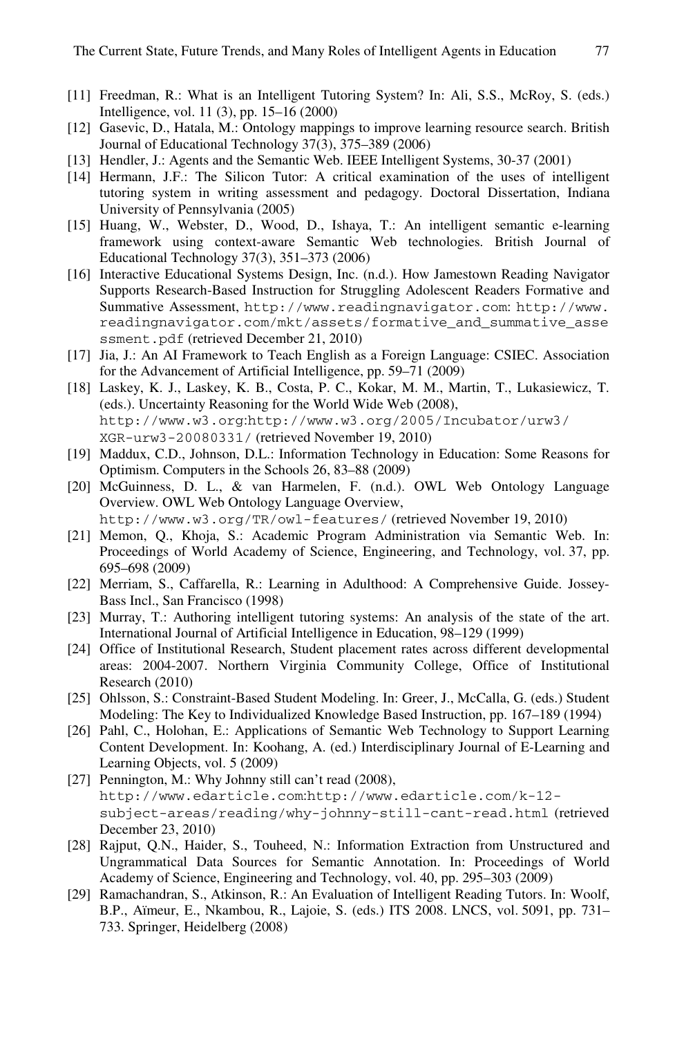[11] Freedman, R.: What is an Intelligent Tutoring System? In: Ali, S.S., McRoy, S. (eds.) Intelligence, vol. 11 (3), pp. 15–16 (2000)

[12] Gasevic, D., Hatala, M.: Ontology mappings to improve learning resource search. British Journal of Educational Technology 37(3), 375–389 (2006)

[13] Hendler, J.: Agents and the Semantic Web. IEEE Intelligent Systems, 30-37 (2001)

[14] Hermann, J.F.: The Silicon Tutor: A critical examination of the uses of intelligent tutoring system in writing assessment and pedagogy. Doctoral Dissertation, Indiana University of Pennsylvania (2005)

[15] Huang, W., Webster, D., Wood, D., Ishaya, T.: An intelligent semantic e-learning framework using context-aware Semantic Web technologies. British Journal of Educational Technology 37(3), 351–373 (2006)

[16] Interactive Educational Systems Design, Inc. (n.d.). How Jamestown Reading Navigator Supports Research-Based Instruction for Struggling Adolescent Readers Formative and Summative Assessment, http://www.readingnavigator.com: http://www.readingnavigator.com/mkt/assets/formative_and_summative_assessment.pdf (retrieved December 21, 2010)

[17] Jia, J.: An AI Framework to Teach English as a Foreign Language: CSIEC. Association for the Advancement of Artificial Intelligence, pp. 59–71 (2009)

[18] Laskey, K. J., Laskey, K. B., Costa, P. C., Kokar, M. M., Martin, T., Lukasiewicz, T. (eds.). Uncertainty Reasoning for the World Wide Web (2008), http://www.w3.org:http://www.w3.org/2005/Incubator/urw3/XGR-urw3-20080331/ (retrieved November 19, 2010)

[19] Maddux, C.D., Johnson, D.L.: Information Technology in Education: Some Reasons for Optimism. Computers in the Schools 26, 83–88 (2009)

[20] McGuinness, D. L., & van Harmelen, F. (n.d.). OWL Web Ontology Language Overview. OWL Web Ontology Language Overview, http://www.w3.org/TR/owl-features/ (retrieved November 19, 2010)

[21] Memon, Q., Khoja, S.: Academic Program Administration via Semantic Web. In: Proceedings of World Academy of Science, Engineering, and Technology, vol. 37, pp. 695–698 (2009)

[22] Merriam, S., Caffarella, R.: Learning in Adulthood: A Comprehensive Guide. Jossey-Bass Incl., San Francisco (1998)

[23] Murray, T.: Authoring intelligent tutoring systems: An analysis of the state of the art. International Journal of Artificial Intelligence in Education, 98–129 (1999)

[24] Office of Institutional Research, Student placement rates across different developmental areas: 2004-2007. Northern Virginia Community College, Office of Institutional Research (2010)

[25] Ohlsson, S.: Constraint-Based Student Modeling. In: Greer, J., McCalla, G. (eds.) Student Modeling: The Key to Individualized Knowledge Based Instruction, pp. 167–189 (1994)

[26] Pahl, C., Holohan, E.: Applications of Semantic Web Technology to Support Learning Content Development. In: Koohang, A. (ed.) Interdisciplinary Journal of E-Learning and Learning Objects, vol. 5 (2009)

[27] Pennington, M.: Why Johnny still can't read (2008), http://www.edarticle.com:http://www.edarticle.com/k-12-subject-areas/reading/why-johnny-still-cant-read.html (retrieved December 23, 2010)

[28] Rajput, Q.N., Haider, S., Touheed, N.: Information Extraction from Unstructured and Ungrammatical Data Sources for Semantic Annotation. In: Proceedings of World Academy of Science, Engineering and Technology, vol. 40, pp. 295–303 (2009)

[29] Ramachandran, S., Atkinson, R.: An Evaluation of Intelligent Reading Tutors. In: Woolf, B.P., Aïmeur, E., Nkambou, R., Lajoie, S. (eds.) ITS 2008. LNCS, vol. 5091, pp. 731–733. Springer, Heidelberg (2008)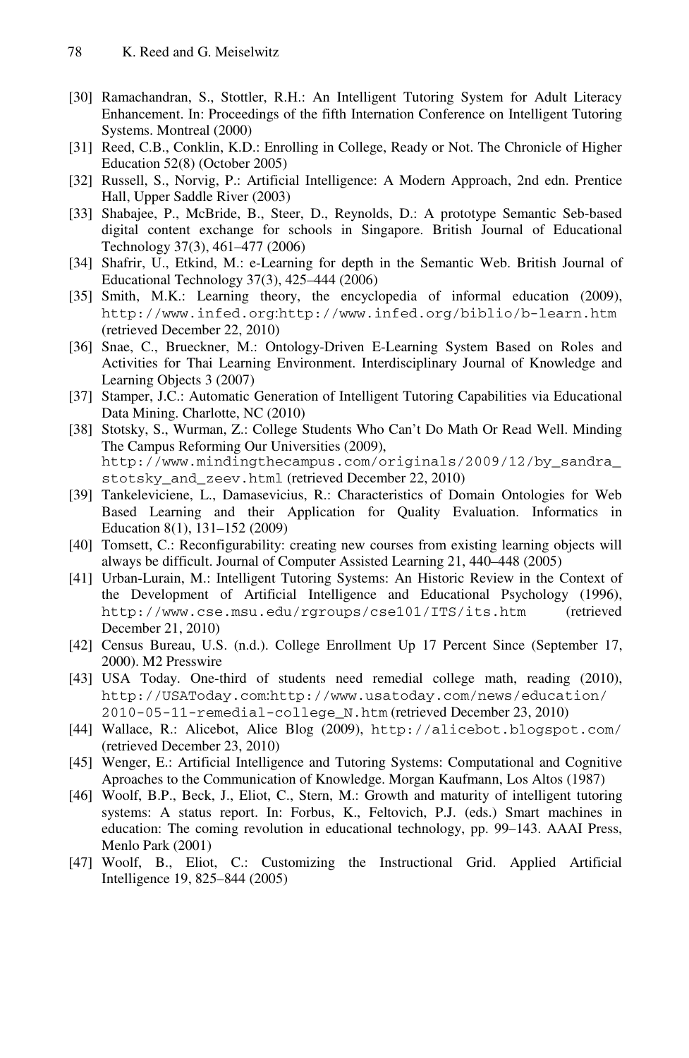[30] Ramachandran, S., Stottler, R.H.: An Intelligent Tutoring System for Adult Literacy Enhancement. In: Proceedings of the fifth Internation Conference on Intelligent Tutoring Systems. Montreal (2000)

[31] Reed, C.B., Conklin, K.D.: Enrolling in College, Ready or Not. The Chronicle of Higher Education 52(8) (October 2005)

[32] Russell, S., Norvig, P.: Artificial Intelligence: A Modern Approach, 2nd edn. Prentice Hall, Upper Saddle River (2003)

[33] Shabajee, P., McBride, B., Steer, D., Reynolds, D.: A prototype Semantic Seb-based digital content exchange for schools in Singapore. British Journal of Educational Technology 37(3), 461–477 (2006)

[34] Shafrir, U., Etkind, M.: e-Learning for depth in the Semantic Web. British Journal of Educational Technology 37(3), 425–444 (2006)

[35] Smith, M.K.: Learning theory, the encyclopedia of informal education (2009), http://www.infed.org:http://www.infed.org/biblio/b-learn.htm (retrieved December 22, 2010)

[36] Snae, C., Brueckner, M.: Ontology-Driven E-Learning System Based on Roles and Activities for Thai Learning Environment. Interdisciplinary Journal of Knowledge and Learning Objects 3 (2007)

[37] Stamper, J.C.: Automatic Generation of Intelligent Tutoring Capabilities via Educational Data Mining. Charlotte, NC (2010)

[38] Stotsky, S., Wurman, Z.: College Students Who Can't Do Math Or Read Well. Minding The Campus Reforming Our Universities (2009), http://www.mindingthecampus.com/originals/2009/12/by_sandra_stotsky_and_zeev.html (retrieved December 22, 2010)

[39] Tankeleviciene, L., Damasevicius, R.: Characteristics of Domain Ontologies for Web Based Learning and their Application for Quality Evaluation. Informatics in Education 8(1), 131–152 (2009)

[40] Tomsett, C.: Reconfigurability: creating new courses from existing learning objects will always be difficult. Journal of Computer Assisted Learning 21, 440–448 (2005)

[41] Urban-Lurain, M.: Intelligent Tutoring Systems: An Historic Review in the Context of the Development of Artificial Intelligence and Educational Psychology (1996), http://www.cse.msu.edu/rgroups/cse101/ITS/its.htm (retrieved December 21, 2010)

[42] Census Bureau, U.S. (n.d.). College Enrollment Up 17 Percent Since (September 17, 2000). M2 Presswire

[43] USA Today. One-third of students need remedial college math, reading (2010), http://USAToday.com:http://www.usatoday.com/news/education/2010-05-11-remedial-college_N.htm (retrieved December 23, 2010)

[44] Wallace, R.: Alicebot, Alice Blog (2009), http://alicebot.blogspot.com/ (retrieved December 23, 2010)

[45] Wenger, E.: Artificial Intelligence and Tutoring Systems: Computational and Cognitive Aproaches to the Communication of Knowledge. Morgan Kaufmann, Los Altos (1987)

[46] Woolf, B.P., Beck, J., Eliot, C., Stern, M.: Growth and maturity of intelligent tutoring systems: A status report. In: Forbus, K., Feltovich, P.J. (eds.) Smart machines in education: The coming revolution in educational technology, pp. 99–143. AAAI Press, Menlo Park (2001)

[47] Woolf, B., Eliot, C.: Customizing the Instructional Grid. Applied Artificial Intelligence 19, 825–844 (2005)